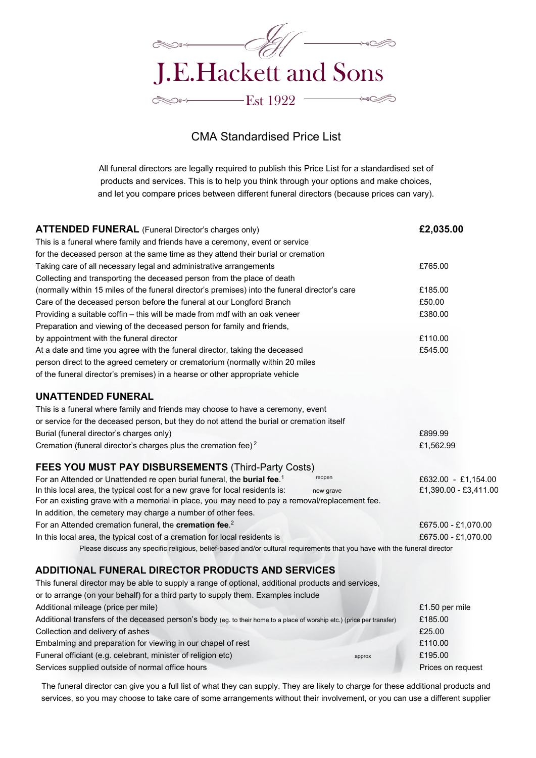# J.E.Hackett and Sons

Est 1922

## CMA Standardised Price List

All funeral directors are legally required to publish this Price List for a standardised set of products and services. This is to help you think through your options and make choices, and let you compare prices between different funeral directors (because prices can vary).

| **ATTENDED FUNERAL** (Funeral Director's charges only) | **£2,035.00** |
|---|---|
| This is a funeral where family and friends have a ceremony, event or service for the deceased person at the same time as they attend their burial or cremation | |
| Taking care of all necessary legal and administrative arrangements | £765.00 |
| Collecting and transporting the deceased person from the place of death (normally within 15 miles of the funeral director's premises) into the funeral director's care | £185.00 |
| Care of the deceased person before the funeral at our Longford Branch | £50.00 |
| Providing a suitable coffin – this will be made from mdf with an oak veneer | £380.00 |
| Preparation and viewing of the deceased person for family and friends, by appointment with the funeral director | £110.00 |
| At a date and time you agree with the funeral director, taking the deceased person direct to the agreed cemetery or crematorium (normally within 20 miles of the funeral director's premises) in a hearse or other appropriate vehicle | £545.00 |

### UNATTENDED FUNERAL

| This is a funeral where family and friends may choose to have a ceremony, event or service for the deceased person, but they do not attend the burial or cremation itself | |
|---|---|
| Burial (funeral director's charges only) | £899.99 |
| Cremation (funeral director's charges plus the cremation fee)[2] | £1,562.99 |

### FEES YOU MUST PAY DISBURSEMENTS (Third-Party Costs)

| | | |
|---|---|---|
| For an Attended or Unattended re open burial funeral, the **burial fee**.[1] | reopen | £632.00 - £1,154.00 |
| In this local area, the typical cost for a new grave for local residents is: | new grave | £1,390.00 - £3,411.00 |
| For an existing grave with a memorial in place, you may need to pay a removal/replacement fee. | | |
| In addition, the cemetery may charge a number of other fees. | | |
| For an Attended cremation funeral, the **cremation fee**.[2] | | £675.00 - £1,070.00 |
| In this local area, the typical cost of a cremation for local residents is | | £675.00 - £1,070.00 |

Please discuss any specific religious, belief-based and/or cultural requirements that you have with the funeral director

### ADDITIONAL FUNERAL DIRECTOR PRODUCTS AND SERVICES

This funeral director may be able to supply a range of optional, additional products and services, or to arrange (on your behalf) for a third party to supply them. Examples include

| | | |
|---|---|---|
| Additional mileage (price per mile) | | £1.50 per mile |
| Additional transfers of the deceased person's body (eg. to their home,to a place of worship etc.) (price per transfer) | | £185.00 |
| Collection and delivery of ashes | | £25.00 |
| Embalming and preparation for viewing in our chapel of rest | | £110.00 |
| Funeral officiant (e.g. celebrant, minister of religion etc) | approx | £195.00 |
| Services supplied outside of normal office hours | | Prices on request |

The funeral director can give you a full list of what they can supply. They are likely to charge for these additional products and services, so you may choose to take care of some arrangements without their involvement, or you can use a different supplier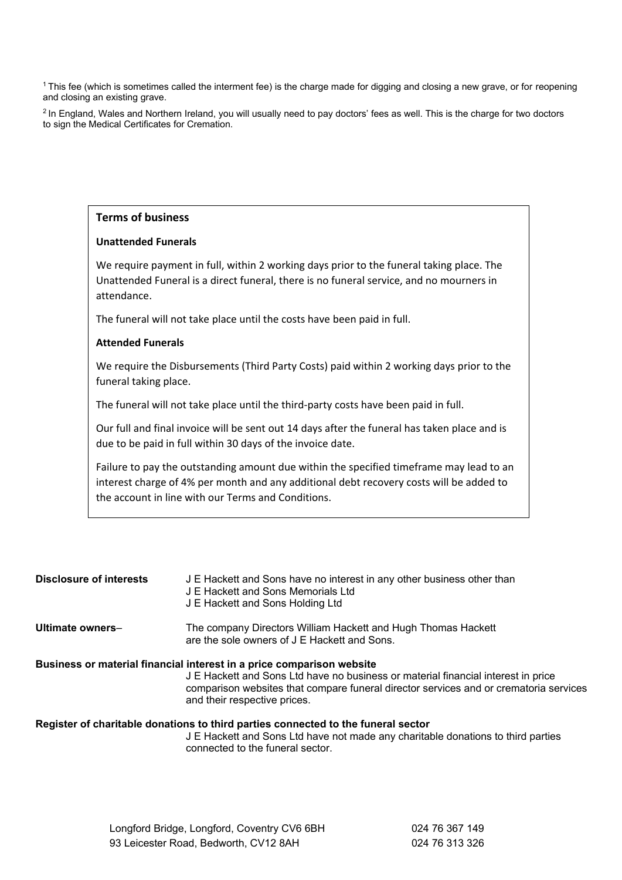[1] This fee (which is sometimes called the interment fee) is the charge made for digging and closing a new grave, or for reopening and closing an existing grave.

[2] In England, Wales and Northern Ireland, you will usually need to pay doctors' fees as well. This is the charge for two doctors to sign the Medical Certificates for Cremation.

## Terms of business

**Unattended Funerals**

We require payment in full, within 2 working days prior to the funeral taking place. The Unattended Funeral is a direct funeral, there is no funeral service, and no mourners in attendance.

The funeral will not take place until the costs have been paid in full.

**Attended Funerals**

We require the Disbursements (Third Party Costs) paid within 2 working days prior to the funeral taking place.

The funeral will not take place until the third-party costs have been paid in full.

Our full and final invoice will be sent out 14 days after the funeral has taken place and is due to be paid in full within 30 days of the invoice date.

Failure to pay the outstanding amount due within the specified timeframe may lead to an interest charge of 4% per month and any additional debt recovery costs will be added to the account in line with our Terms and Conditions.

**Disclosure of interests**

J E Hackett and Sons have no interest in any other business other than
J E Hackett and Sons Memorials Ltd
J E Hackett and Sons Holding Ltd

**Ultimate owners**–

The company Directors William Hackett and Hugh Thomas Hackett are the sole owners of J E Hackett and Sons.

**Business or material financial interest in a price comparison website**

J E Hackett and Sons Ltd have no business or material financial interest in price comparison websites that compare funeral director services and or crematoria services and their respective prices.

**Register of charitable donations to third parties connected to the funeral sector**

J E Hackett and Sons Ltd have not made any charitable donations to third parties connected to the funeral sector.

Longford Bridge, Longford, Coventry CV6 6BH 024 76 367 149
93 Leicester Road, Bedworth, CV12 8AH 024 76 313 326